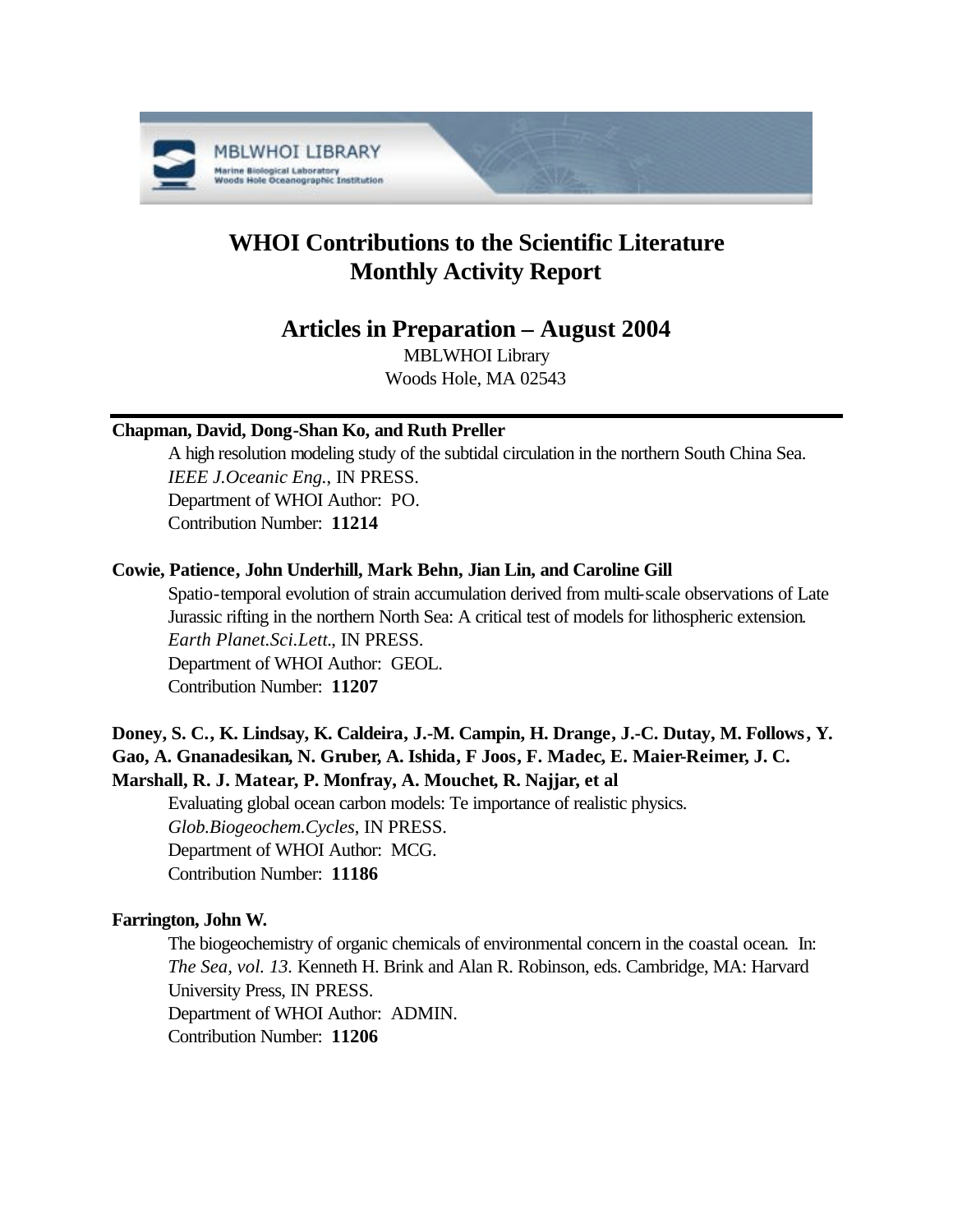# WHOI Contributions to the Scientific Literature Monthly Activity Report

## Articles in Preparation – August 2004

MBLWHOI Library
Woods Hole, MA 02543

---

**Chapman, David, Dong-Shan Ko, and Ruth Preller**

A high resolution modeling study of the subtidal circulation in the northern South China Sea.
*IEEE J.Oceanic Eng.*, IN PRESS.
Department of WHOI Author: PO.
Contribution Number: **11214**

**Cowie, Patience, John Underhill, Mark Behn, Jian Lin, and Caroline Gill**

Spatio-temporal evolution of strain accumulation derived from multi-scale observations of Late Jurassic rifting in the northern North Sea: A critical test of models for lithospheric extension.
*Earth Planet.Sci.Lett.*, IN PRESS.
Department of WHOI Author: GEOL.
Contribution Number: **11207**

**Doney, S. C., K. Lindsay, K. Caldeira, J.-M. Campin, H. Drange, J.-C. Dutay, M. Follows, Y. Gao, A. Gnanadesikan, N. Gruber, A. Ishida, F Joos, F. Madec, E. Maier-Reimer, J. C. Marshall, R. J. Matear, P. Monfray, A. Mouchet, R. Najjar, et al**

Evaluating global ocean carbon models: Te importance of realistic physics.
*Glob.Biogeochem.Cycles*, IN PRESS.
Department of WHOI Author: MCG.
Contribution Number: **11186**

**Farrington, John W.**

The biogeochemistry of organic chemicals of environmental concern in the coastal ocean. In: *The Sea, vol. 13*. Kenneth H. Brink and Alan R. Robinson, eds. Cambridge, MA: Harvard University Press, IN PRESS.
Department of WHOI Author: ADMIN.
Contribution Number: **11206**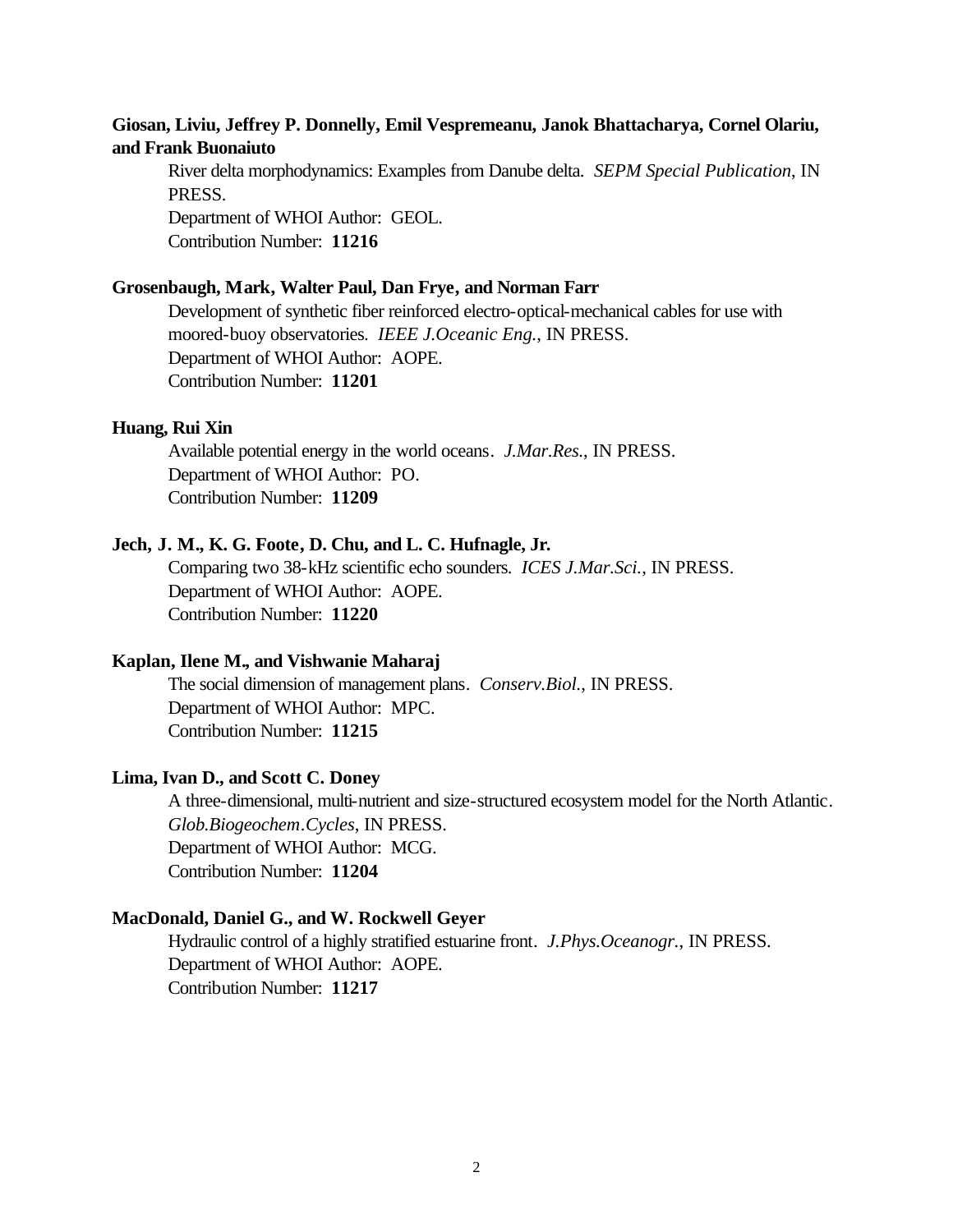**Giosan, Liviu, Jeffrey P. Donnelly, Emil Vespremeanu, Janok Bhattacharya, Cornel Olariu, and Frank Buonaiuto**

River delta morphodynamics: Examples from Danube delta. *SEPM Special Publication*, IN PRESS.
Department of WHOI Author: GEOL.
Contribution Number: **11216**

**Grosenbaugh, Mark, Walter Paul, Dan Frye, and Norman Farr**

Development of synthetic fiber reinforced electro-optical-mechanical cables for use with moored-buoy observatories. *IEEE J.Oceanic Eng.*, IN PRESS.
Department of WHOI Author: AOPE.
Contribution Number: **11201**

**Huang, Rui Xin**

Available potential energy in the world oceans. *J.Mar.Res.*, IN PRESS.
Department of WHOI Author: PO.
Contribution Number: **11209**

**Jech, J. M., K. G. Foote, D. Chu, and L. C. Hufnagle, Jr.**

Comparing two 38-kHz scientific echo sounders. *ICES J.Mar.Sci.*, IN PRESS.
Department of WHOI Author: AOPE.
Contribution Number: **11220**

**Kaplan, Ilene M., and Vishwanie Maharaj**

The social dimension of management plans. *Conserv.Biol.*, IN PRESS.
Department of WHOI Author: MPC.
Contribution Number: **11215**

**Lima, Ivan D., and Scott C. Doney**

A three-dimensional, multi-nutrient and size-structured ecosystem model for the North Atlantic. *Glob.Biogeochem.Cycles*, IN PRESS.
Department of WHOI Author: MCG.
Contribution Number: **11204**

**MacDonald, Daniel G., and W. Rockwell Geyer**

Hydraulic control of a highly stratified estuarine front. *J.Phys.Oceanogr.*, IN PRESS.
Department of WHOI Author: AOPE.
Contribution Number: **11217**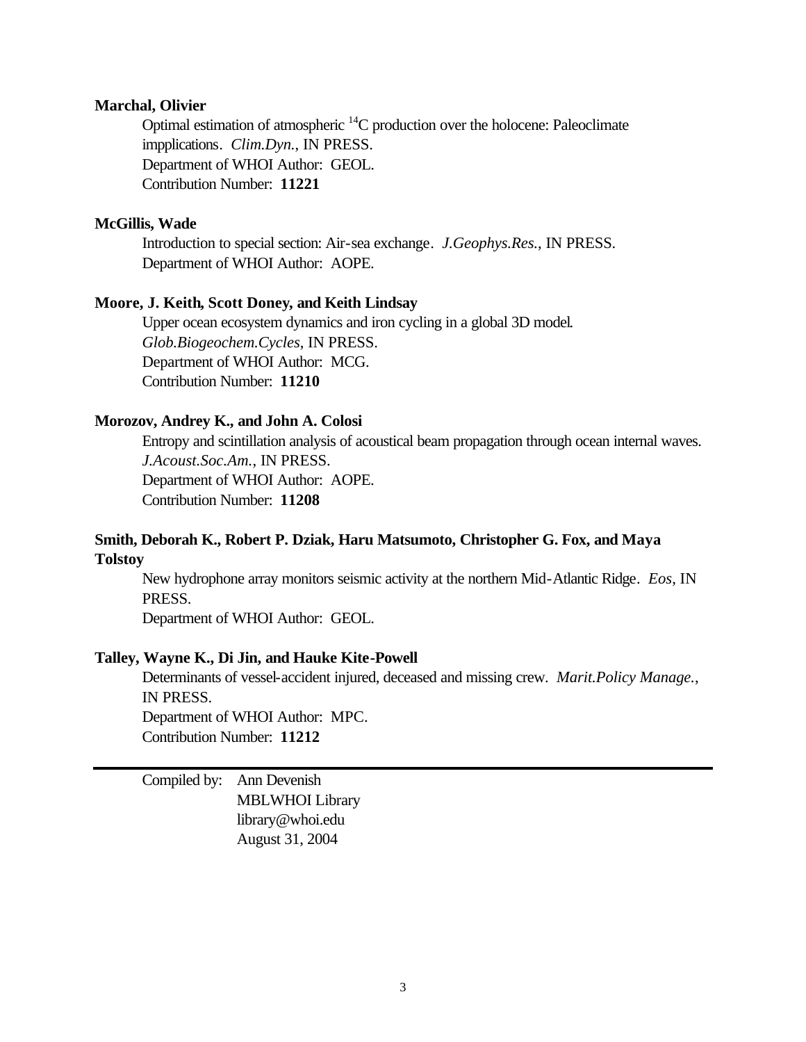**Marchal, Olivier**

Optimal estimation of atmospheric $^{14}C$ production over the holocene: Paleoclimate impplications. *Clim.Dyn.*, IN PRESS.
Department of WHOI Author: GEOL.
Contribution Number: **11221**

**McGillis, Wade**

Introduction to special section: Air-sea exchange. *J.Geophys.Res.*, IN PRESS.
Department of WHOI Author: AOPE.

**Moore, J. Keith, Scott Doney, and Keith Lindsay**

Upper ocean ecosystem dynamics and iron cycling in a global 3D model. *Glob.Biogeochem.Cycles*, IN PRESS.
Department of WHOI Author: MCG.
Contribution Number: **11210**

**Morozov, Andrey K., and John A. Colosi**

Entropy and scintillation analysis of acoustical beam propagation through ocean internal waves. *J.Acoust.Soc.Am.*, IN PRESS.
Department of WHOI Author: AOPE.
Contribution Number: **11208**

**Smith, Deborah K., Robert P. Dziak, Haru Matsumoto, Christopher G. Fox, and Maya Tolstoy**

New hydrophone array monitors seismic activity at the northern Mid-Atlantic Ridge. *Eos*, IN PRESS.
Department of WHOI Author: GEOL.

**Talley, Wayne K., Di Jin, and Hauke Kite-Powell**

Determinants of vessel-accident injured, deceased and missing crew. *Marit.Policy Manage.*, IN PRESS.
Department of WHOI Author: MPC.
Contribution Number: **11212**

---

Compiled by: Ann Devenish
MBLWHOI Library
library@whoi.edu
August 31, 2004